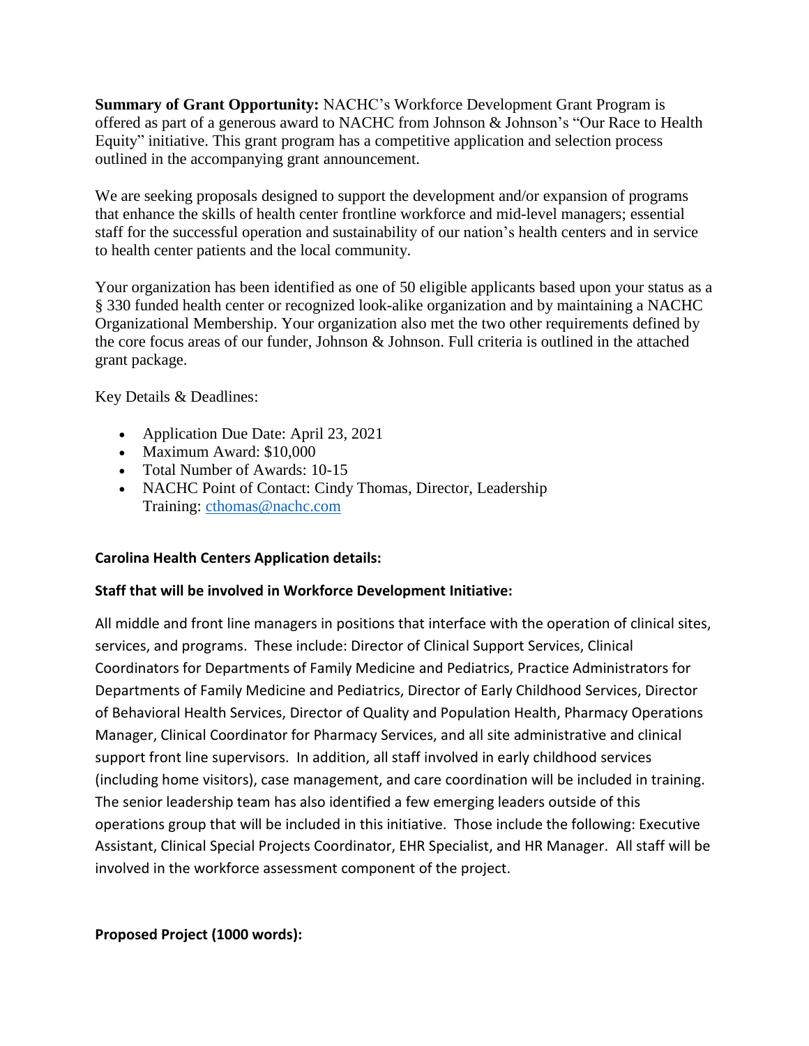**Summary of Grant Opportunity:** NACHC's Workforce Development Grant Program is offered as part of a generous award to NACHC from Johnson & Johnson's "Our Race to Health Equity" initiative. This grant program has a competitive application and selection process outlined in the accompanying grant announcement.

We are seeking proposals designed to support the development and/or expansion of programs that enhance the skills of health center frontline workforce and mid-level managers; essential staff for the successful operation and sustainability of our nation's health centers and in service to health center patients and the local community.

Your organization has been identified as one of 50 eligible applicants based upon your status as a § 330 funded health center or recognized look-alike organization and by maintaining a NACHC Organizational Membership. Your organization also met the two other requirements defined by the core focus areas of our funder, Johnson & Johnson. Full criteria is outlined in the attached grant package.

Key Details & Deadlines:

- Application Due Date: April 23, 2021
- Maximum Award: $10,000
- Total Number of Awards: 10-15
- NACHC Point of Contact: Cindy Thomas, Director, Leadership Training: cthomas@nachc.com

**Carolina Health Centers Application details:**

**Staff that will be involved in Workforce Development Initiative:**

All middle and front line managers in positions that interface with the operation of clinical sites, services, and programs. These include: Director of Clinical Support Services, Clinical Coordinators for Departments of Family Medicine and Pediatrics, Practice Administrators for Departments of Family Medicine and Pediatrics, Director of Early Childhood Services, Director of Behavioral Health Services, Director of Quality and Population Health, Pharmacy Operations Manager, Clinical Coordinator for Pharmacy Services, and all site administrative and clinical support front line supervisors. In addition, all staff involved in early childhood services (including home visitors), case management, and care coordination will be included in training. The senior leadership team has also identified a few emerging leaders outside of this operations group that will be included in this initiative. Those include the following: Executive Assistant, Clinical Special Projects Coordinator, EHR Specialist, and HR Manager. All staff will be involved in the workforce assessment component of the project.

**Proposed Project (1000 words):**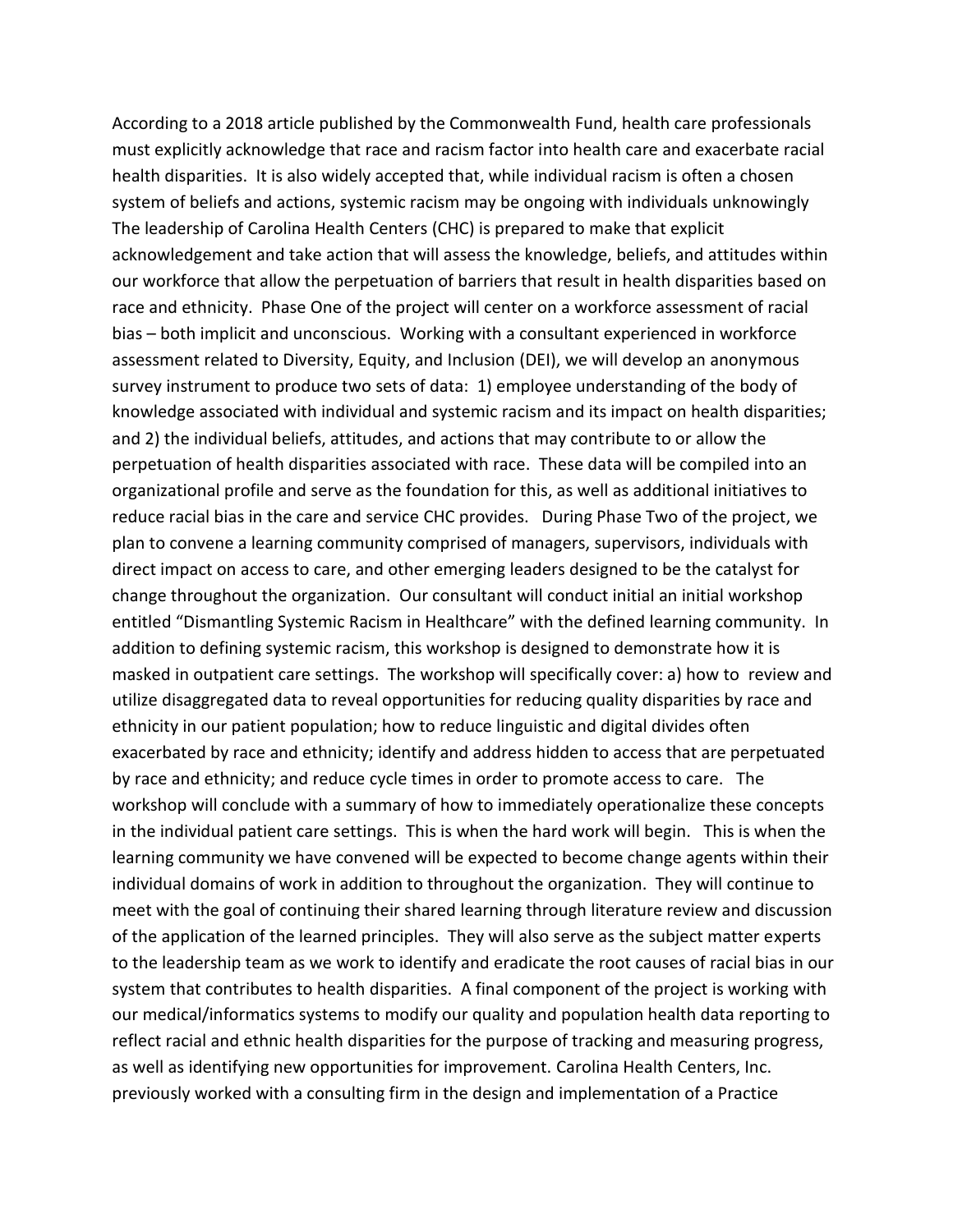According to a 2018 article published by the Commonwealth Fund, health care professionals must explicitly acknowledge that race and racism factor into health care and exacerbate racial health disparities. It is also widely accepted that, while individual racism is often a chosen system of beliefs and actions, systemic racism may be ongoing with individuals unknowingly The leadership of Carolina Health Centers (CHC) is prepared to make that explicit acknowledgement and take action that will assess the knowledge, beliefs, and attitudes within our workforce that allow the perpetuation of barriers that result in health disparities based on race and ethnicity. Phase One of the project will center on a workforce assessment of racial bias – both implicit and unconscious. Working with a consultant experienced in workforce assessment related to Diversity, Equity, and Inclusion (DEI), we will develop an anonymous survey instrument to produce two sets of data: 1) employee understanding of the body of knowledge associated with individual and systemic racism and its impact on health disparities; and 2) the individual beliefs, attitudes, and actions that may contribute to or allow the perpetuation of health disparities associated with race. These data will be compiled into an organizational profile and serve as the foundation for this, as well as additional initiatives to reduce racial bias in the care and service CHC provides. During Phase Two of the project, we plan to convene a learning community comprised of managers, supervisors, individuals with direct impact on access to care, and other emerging leaders designed to be the catalyst for change throughout the organization. Our consultant will conduct initial an initial workshop entitled "Dismantling Systemic Racism in Healthcare" with the defined learning community. In addition to defining systemic racism, this workshop is designed to demonstrate how it is masked in outpatient care settings. The workshop will specifically cover: a) how to review and utilize disaggregated data to reveal opportunities for reducing quality disparities by race and ethnicity in our patient population; how to reduce linguistic and digital divides often exacerbated by race and ethnicity; identify and address hidden to access that are perpetuated by race and ethnicity; and reduce cycle times in order to promote access to care. The workshop will conclude with a summary of how to immediately operationalize these concepts in the individual patient care settings. This is when the hard work will begin. This is when the learning community we have convened will be expected to become change agents within their individual domains of work in addition to throughout the organization. They will continue to meet with the goal of continuing their shared learning through literature review and discussion of the application of the learned principles. They will also serve as the subject matter experts to the leadership team as we work to identify and eradicate the root causes of racial bias in our system that contributes to health disparities. A final component of the project is working with our medical/informatics systems to modify our quality and population health data reporting to reflect racial and ethnic health disparities for the purpose of tracking and measuring progress, as well as identifying new opportunities for improvement. Carolina Health Centers, Inc. previously worked with a consulting firm in the design and implementation of a Practice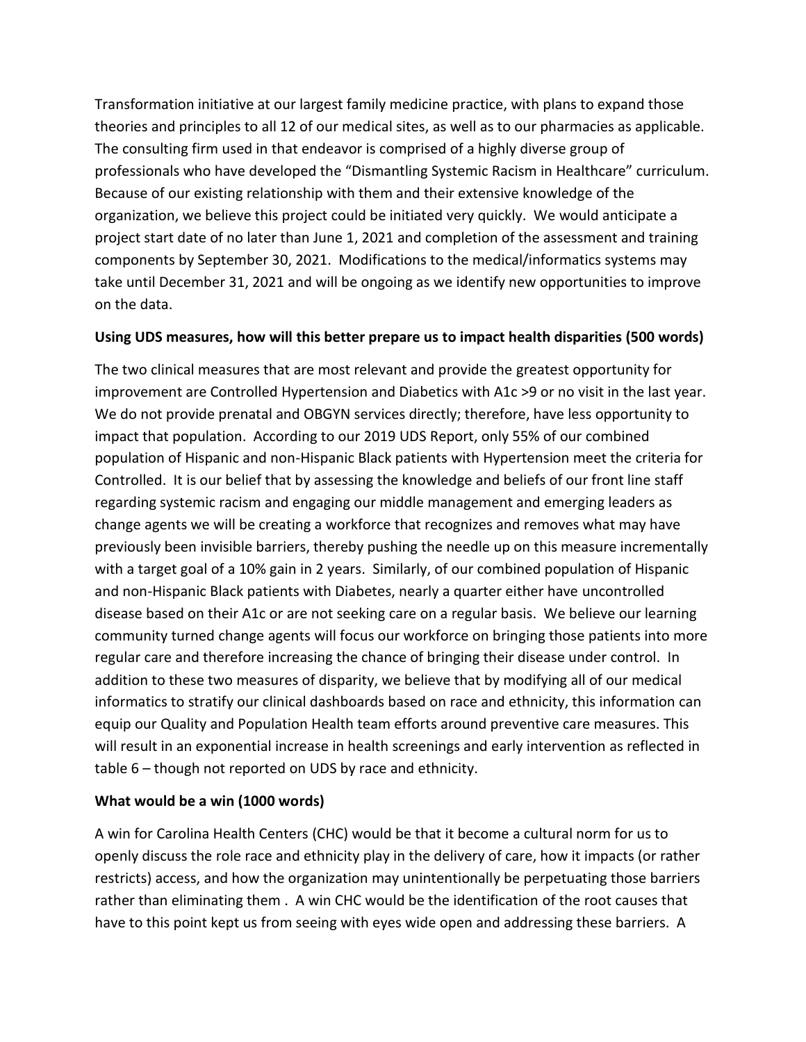Transformation initiative at our largest family medicine practice, with plans to expand those theories and principles to all 12 of our medical sites, as well as to our pharmacies as applicable. The consulting firm used in that endeavor is comprised of a highly diverse group of professionals who have developed the "Dismantling Systemic Racism in Healthcare" curriculum. Because of our existing relationship with them and their extensive knowledge of the organization, we believe this project could be initiated very quickly. We would anticipate a project start date of no later than June 1, 2021 and completion of the assessment and training components by September 30, 2021. Modifications to the medical/informatics systems may take until December 31, 2021 and will be ongoing as we identify new opportunities to improve on the data.

**Using UDS measures, how will this better prepare us to impact health disparities (500 words)**

The two clinical measures that are most relevant and provide the greatest opportunity for improvement are Controlled Hypertension and Diabetics with A1c >9 or no visit in the last year. We do not provide prenatal and OBGYN services directly; therefore, have less opportunity to impact that population. According to our 2019 UDS Report, only 55% of our combined population of Hispanic and non-Hispanic Black patients with Hypertension meet the criteria for Controlled. It is our belief that by assessing the knowledge and beliefs of our front line staff regarding systemic racism and engaging our middle management and emerging leaders as change agents we will be creating a workforce that recognizes and removes what may have previously been invisible barriers, thereby pushing the needle up on this measure incrementally with a target goal of a 10% gain in 2 years. Similarly, of our combined population of Hispanic and non-Hispanic Black patients with Diabetes, nearly a quarter either have uncontrolled disease based on their A1c or are not seeking care on a regular basis. We believe our learning community turned change agents will focus our workforce on bringing those patients into more regular care and therefore increasing the chance of bringing their disease under control. In addition to these two measures of disparity, we believe that by modifying all of our medical informatics to stratify our clinical dashboards based on race and ethnicity, this information can equip our Quality and Population Health team efforts around preventive care measures. This will result in an exponential increase in health screenings and early intervention as reflected in table 6 – though not reported on UDS by race and ethnicity.

**What would be a win (1000 words)**

A win for Carolina Health Centers (CHC) would be that it become a cultural norm for us to openly discuss the role race and ethnicity play in the delivery of care, how it impacts (or rather restricts) access, and how the organization may unintentionally be perpetuating those barriers rather than eliminating them . A win CHC would be the identification of the root causes that have to this point kept us from seeing with eyes wide open and addressing these barriers. A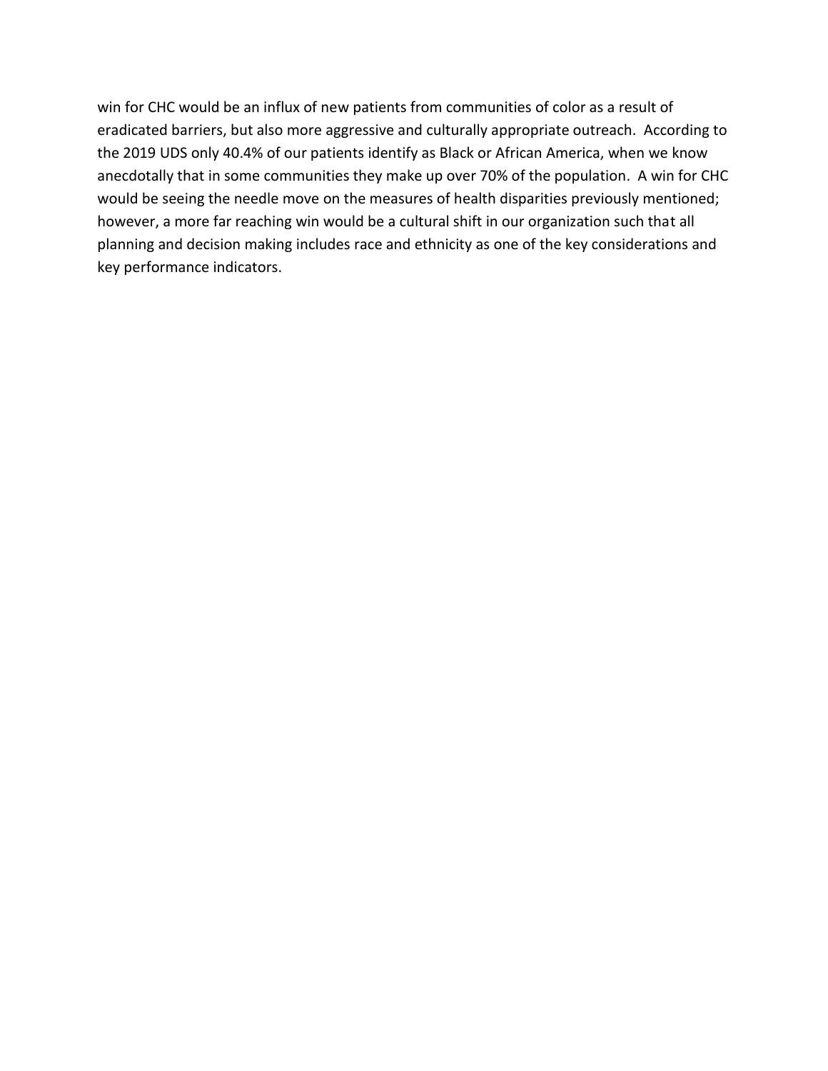win for CHC would be an influx of new patients from communities of color as a result of eradicated barriers, but also more aggressive and culturally appropriate outreach. According to the 2019 UDS only 40.4% of our patients identify as Black or African America, when we know anecdotally that in some communities they make up over 70% of the population. A win for CHC would be seeing the needle move on the measures of health disparities previously mentioned; however, a more far reaching win would be a cultural shift in our organization such that all planning and decision making includes race and ethnicity as one of the key considerations and key performance indicators.